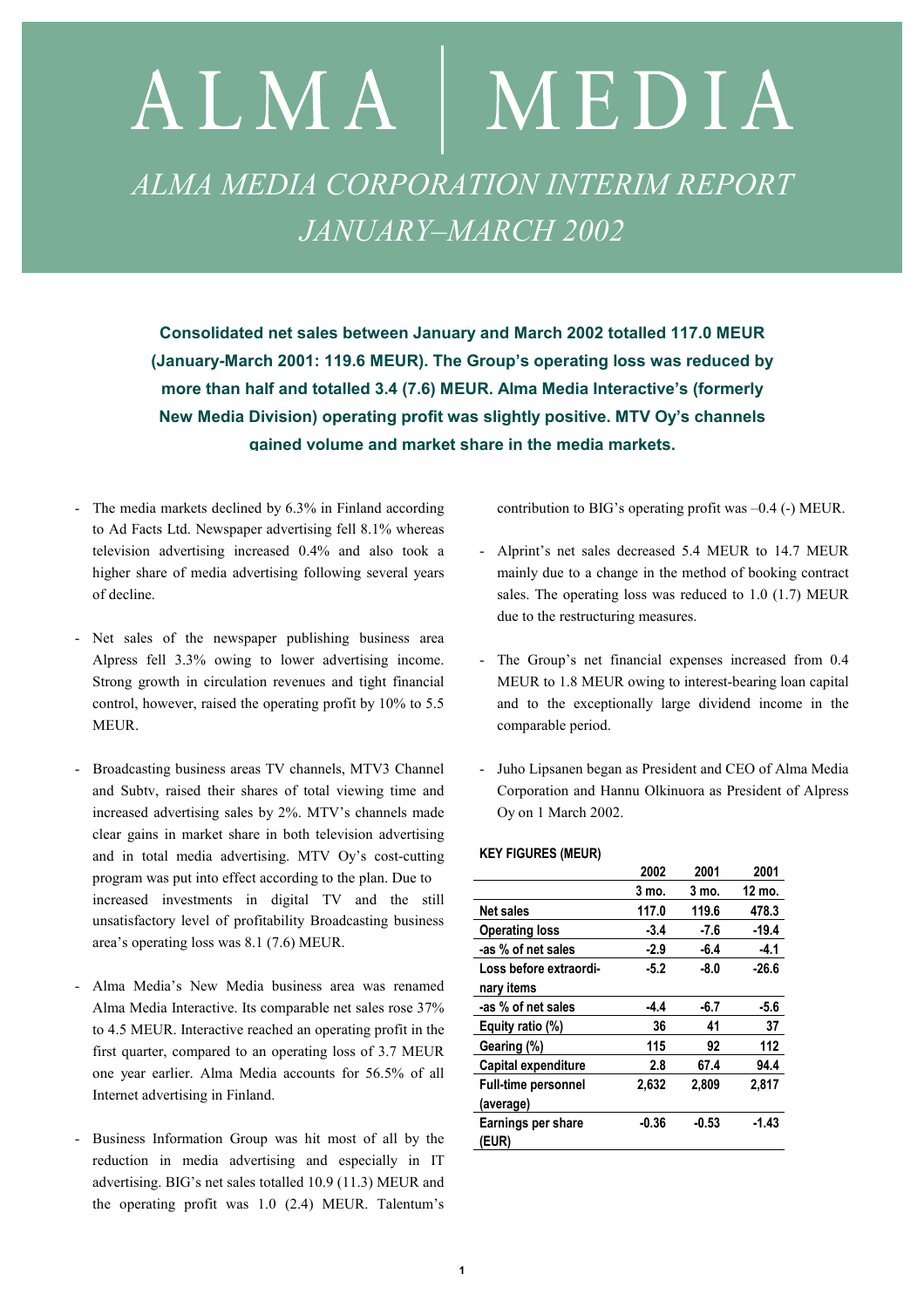# ALMA | MEDIA

## *ALMA MEDIA CORPORATION INTERIM REPORT JANUARY–MARCH 2002*

**Consolidated net sales between January and March 2002 totalled 117.0 MEUR (January-March 2001: 119.6 MEUR). The Group's operating loss was reduced by more than half and totalled 3.4 (7.6) MEUR. Alma Media Interactive's (formerly New Media Division) operating profit was slightly positive. MTV Oy's channels gained volume and market share in the media markets.**

- The media markets declined by 6.3% in Finland according to Ad Facts Ltd. Newspaper advertising fell 8.1% whereas television advertising increased 0.4% and also took a higher share of media advertising following several years of decline.

- Net sales of the newspaper publishing business area Alpress fell 3.3% owing to lower advertising income. Strong growth in circulation revenues and tight financial control, however, raised the operating profit by 10% to 5.5 MEUR.

- Broadcasting business areas TV channels, MTV3 Channel and Subtv, raised their shares of total viewing time and increased advertising sales by 2%. MTV's channels made clear gains in market share in both television advertising and in total media advertising. MTV Oy's cost-cutting program was put into effect according to the plan. Due to increased investments in digital TV and the still unsatisfactory level of profitability Broadcasting business area's operating loss was 8.1 (7.6) MEUR.

- Alma Media's New Media business area was renamed Alma Media Interactive. Its comparable net sales rose 37% to 4.5 MEUR. Interactive reached an operating profit in the first quarter, compared to an operating loss of 3.7 MEUR one year earlier. Alma Media accounts for 56.5% of all Internet advertising in Finland.

- Business Information Group was hit most of all by the reduction in media advertising and especially in IT advertising. BIG's net sales totalled 10.9 (11.3) MEUR and the operating profit was 1.0 (2.4) MEUR. Talentum's contribution to BIG's operating profit was –0.4 (-) MEUR.

- Alprint's net sales decreased 5.4 MEUR to 14.7 MEUR mainly due to a change in the method of booking contract sales. The operating loss was reduced to 1.0 (1.7) MEUR due to the restructuring measures.

- The Group's net financial expenses increased from 0.4 MEUR to 1.8 MEUR owing to interest-bearing loan capital and to the exceptionally large dividend income in the comparable period.

- Juho Lipsanen began as President and CEO of Alma Media Corporation and Hannu Olkinuora as President of Alpress Oy on 1 March 2002.

**KEY FIGURES (MEUR)**

| | 2002 | 2001 | 2001 |
|---|---|---|---|
| | 3 mo. | 3 mo. | 12 mo. |
| **Net sales** | **117.0** | **119.6** | **478.3** |
| **Operating loss** | **-3.4** | **-7.6** | **-19.4** |
| **-as % of net sales** | **-2.9** | **-6.4** | **-4.1** |
| **Loss before extraordinary items** | **-5.2** | **-8.0** | **-26.6** |
| **-as % of net sales** | **-4.4** | **-6.7** | **-5.6** |
| **Equity ratio (%)** | **36** | **41** | **37** |
| **Gearing (%)** | **115** | **92** | **112** |
| **Capital expenditure** | **2.8** | **67.4** | **94.4** |
| **Full-time personnel (average)** | **2,632** | **2,809** | **2,817** |
| **Earnings per share (EUR)** | **-0.36** | **-0.53** | **-1.43** |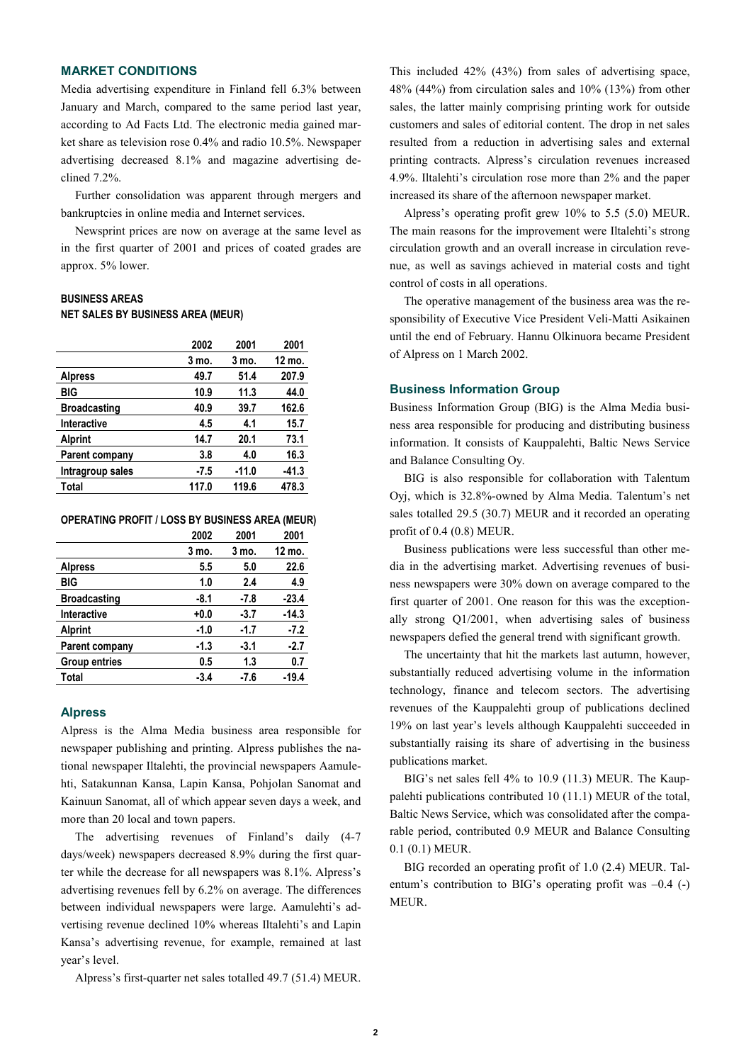## MARKET CONDITIONS

Media advertising expenditure in Finland fell 6.3% between January and March, compared to the same period last year, according to Ad Facts Ltd. The electronic media gained market share as television rose 0.4% and radio 10.5%. Newspaper advertising decreased 8.1% and magazine advertising declined 7.2%.

Further consolidation was apparent through mergers and bankruptcies in online media and Internet services.

Newsprint prices are now on average at the same level as in the first quarter of 2001 and prices of coated grades are approx. 5% lower.

### BUSINESS AREAS

**NET SALES BY BUSINESS AREA (MEUR)**

| | 2002 | 2001 | 2001 |
|---|---|---|---|
| | 3 mo. | 3 mo. | 12 mo. |
| **Alpress** | 49.7 | 51.4 | 207.9 |
| **BIG** | 10.9 | 11.3 | 44.0 |
| **Broadcasting** | 40.9 | 39.7 | 162.6 |
| **Interactive** | 4.5 | 4.1 | 15.7 |
| **Alprint** | 14.7 | 20.1 | 73.1 |
| **Parent company** | 3.8 | 4.0 | 16.3 |
| **Intragroup sales** | -7.5 | -11.0 | -41.3 |
| **Total** | 117.0 | 119.6 | 478.3 |

**OPERATING PROFIT / LOSS BY BUSINESS AREA (MEUR)**

| | 2002 | 2001 | 2001 |
|---|---|---|---|
| | 3 mo. | 3 mo. | 12 mo. |
| **Alpress** | 5.5 | 5.0 | 22.6 |
| **BIG** | 1.0 | 2.4 | 4.9 |
| **Broadcasting** | -8.1 | -7.8 | -23.4 |
| **Interactive** | +0.0 | -3.7 | -14.3 |
| **Alprint** | -1.0 | -1.7 | -7.2 |
| **Parent company** | -1.3 | -3.1 | -2.7 |
| **Group entries** | 0.5 | 1.3 | 0.7 |
| **Total** | -3.4 | -7.6 | -19.4 |

### Alpress

Alpress is the Alma Media business area responsible for newspaper publishing and printing. Alpress publishes the national newspaper Iltalehti, the provincial newspapers Aamulehti, Satakunnan Kansa, Lapin Kansa, Pohjolan Sanomat and Kainuun Sanomat, all of which appear seven days a week, and more than 20 local and town papers.

The advertising revenues of Finland's daily (4-7 days/week) newspapers decreased 8.9% during the first quarter while the decrease for all newspapers was 8.1%. Alpress's advertising revenues fell by 6.2% on average. The differences between individual newspapers were large. Aamulehti's advertising revenue declined 10% whereas Iltalehti's and Lapin Kansa's advertising revenue, for example, remained at last year's level.

Alpress's first-quarter net sales totalled 49.7 (51.4) MEUR. This included 42% (43%) from sales of advertising space, 48% (44%) from circulation sales and 10% (13%) from other sales, the latter mainly comprising printing work for outside customers and sales of editorial content. The drop in net sales resulted from a reduction in advertising sales and external printing contracts. Alpress's circulation revenues increased 4.9%. Iltalehti's circulation rose more than 2% and the paper increased its share of the afternoon newspaper market.

Alpress's operating profit grew 10% to 5.5 (5.0) MEUR. The main reasons for the improvement were Iltalehti's strong circulation growth and an overall increase in circulation revenue, as well as savings achieved in material costs and tight control of costs in all operations.

The operative management of the business area was the responsibility of Executive Vice President Veli-Matti Asikainen until the end of February. Hannu Olkinuora became President of Alpress on 1 March 2002.

### Business Information Group

Business Information Group (BIG) is the Alma Media business area responsible for producing and distributing business information. It consists of Kauppalehti, Baltic News Service and Balance Consulting Oy.

BIG is also responsible for collaboration with Talentum Oyj, which is 32.8%-owned by Alma Media. Talentum's net sales totalled 29.5 (30.7) MEUR and it recorded an operating profit of 0.4 (0.8) MEUR.

Business publications were less successful than other media in the advertising market. Advertising revenues of business newspapers were 30% down on average compared to the first quarter of 2001. One reason for this was the exceptionally strong Q1/2001, when advertising sales of business newspapers defied the general trend with significant growth.

The uncertainty that hit the markets last autumn, however, substantially reduced advertising volume in the information technology, finance and telecom sectors. The advertising revenues of the Kauppalehti group of publications declined 19% on last year's levels although Kauppalehti succeeded in substantially raising its share of advertising in the business publications market.

BIG's net sales fell 4% to 10.9 (11.3) MEUR. The Kauppalehti publications contributed 10 (11.1) MEUR of the total, Baltic News Service, which was consolidated after the comparable period, contributed 0.9 MEUR and Balance Consulting 0.1 (0.1) MEUR.

BIG recorded an operating profit of 1.0 (2.4) MEUR. Talentum's contribution to BIG's operating profit was –0.4 (-) MEUR.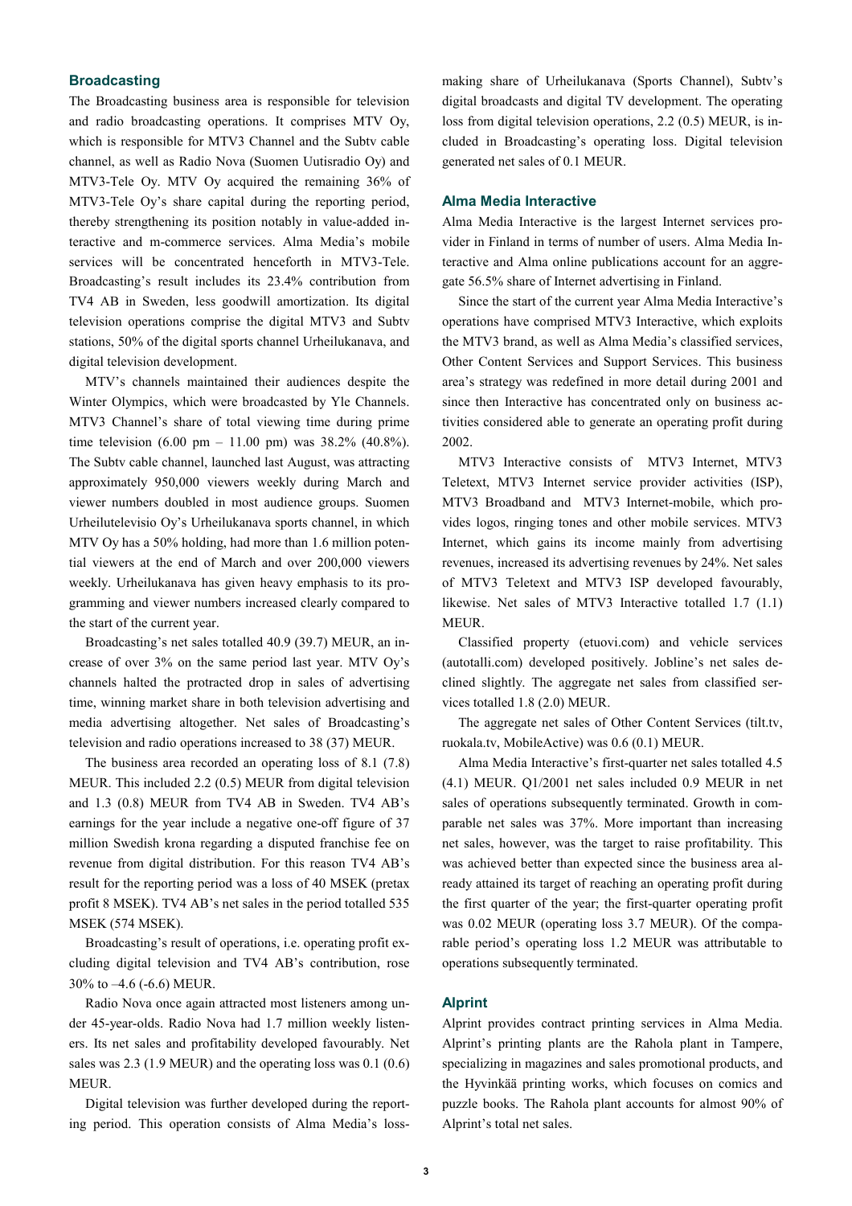## Broadcasting

The Broadcasting business area is responsible for television and radio broadcasting operations. It comprises MTV Oy, which is responsible for MTV3 Channel and the Subtv cable channel, as well as Radio Nova (Suomen Uutisradio Oy) and MTV3-Tele Oy. MTV Oy acquired the remaining 36% of MTV3-Tele Oy's share capital during the reporting period, thereby strengthening its position notably in value-added interactive and m-commerce services. Alma Media's mobile services will be concentrated henceforth in MTV3-Tele. Broadcasting's result includes its 23.4% contribution from TV4 AB in Sweden, less goodwill amortization. Its digital television operations comprise the digital MTV3 and Subtv stations, 50% of the digital sports channel Urheilukanava, and digital television development.

MTV's channels maintained their audiences despite the Winter Olympics, which were broadcasted by Yle Channels. MTV3 Channel's share of total viewing time during prime time television (6.00 pm – 11.00 pm) was 38.2% (40.8%). The Subtv cable channel, launched last August, was attracting approximately 950,000 viewers weekly during March and viewer numbers doubled in most audience groups. Suomen Urheilutelevisio Oy's Urheilukanava sports channel, in which MTV Oy has a 50% holding, had more than 1.6 million potential viewers at the end of March and over 200,000 viewers weekly. Urheilukanava has given heavy emphasis to its programming and viewer numbers increased clearly compared to the start of the current year.

Broadcasting's net sales totalled 40.9 (39.7) MEUR, an increase of over 3% on the same period last year. MTV Oy's channels halted the protracted drop in sales of advertising time, winning market share in both television advertising and media advertising altogether. Net sales of Broadcasting's television and radio operations increased to 38 (37) MEUR.

The business area recorded an operating loss of 8.1 (7.8) MEUR. This included 2.2 (0.5) MEUR from digital television and 1.3 (0.8) MEUR from TV4 AB in Sweden. TV4 AB's earnings for the year include a negative one-off figure of 37 million Swedish krona regarding a disputed franchise fee on revenue from digital distribution. For this reason TV4 AB's result for the reporting period was a loss of 40 MSEK (pretax profit 8 MSEK). TV4 AB's net sales in the period totalled 535 MSEK (574 MSEK).

Broadcasting's result of operations, i.e. operating profit excluding digital television and TV4 AB's contribution, rose 30% to –4.6 (-6.6) MEUR.

Radio Nova once again attracted most listeners among under 45-year-olds. Radio Nova had 1.7 million weekly listeners. Its net sales and profitability developed favourably. Net sales was 2.3 (1.9 MEUR) and the operating loss was 0.1 (0.6) MEUR.

Digital television was further developed during the reporting period. This operation consists of Alma Media's loss-making share of Urheilukanava (Sports Channel), Subtv's digital broadcasts and digital TV development. The operating loss from digital television operations, 2.2 (0.5) MEUR, is included in Broadcasting's operating loss. Digital television generated net sales of 0.1 MEUR.

## Alma Media Interactive

Alma Media Interactive is the largest Internet services provider in Finland in terms of number of users. Alma Media Interactive and Alma online publications account for an aggregate 56.5% share of Internet advertising in Finland.

Since the start of the current year Alma Media Interactive's operations have comprised MTV3 Interactive, which exploits the MTV3 brand, as well as Alma Media's classified services, Other Content Services and Support Services. This business area's strategy was redefined in more detail during 2001 and since then Interactive has concentrated only on business activities considered able to generate an operating profit during 2002.

MTV3 Interactive consists of MTV3 Internet, MTV3 Teletext, MTV3 Internet service provider activities (ISP), MTV3 Broadband and MTV3 Internet-mobile, which provides logos, ringing tones and other mobile services. MTV3 Internet, which gains its income mainly from advertising revenues, increased its advertising revenues by 24%. Net sales of MTV3 Teletext and MTV3 ISP developed favourably, likewise. Net sales of MTV3 Interactive totalled 1.7 (1.1) MEUR.

Classified property (etuovi.com) and vehicle services (autotalli.com) developed positively. Jobline's net sales declined slightly. The aggregate net sales from classified services totalled 1.8 (2.0) MEUR.

The aggregate net sales of Other Content Services (tilt.tv, ruokala.tv, MobileActive) was 0.6 (0.1) MEUR.

Alma Media Interactive's first-quarter net sales totalled 4.5 (4.1) MEUR. Q1/2001 net sales included 0.9 MEUR in net sales of operations subsequently terminated. Growth in comparable net sales was 37%. More important than increasing net sales, however, was the target to raise profitability. This was achieved better than expected since the business area already attained its target of reaching an operating profit during the first quarter of the year; the first-quarter operating profit was 0.02 MEUR (operating loss 3.7 MEUR). Of the comparable period's operating loss 1.2 MEUR was attributable to operations subsequently terminated.

## Alprint

Alprint provides contract printing services in Alma Media. Alprint's printing plants are the Rahola plant in Tampere, specializing in magazines and sales promotional products, and the Hyvinkää printing works, which focuses on comics and puzzle books. The Rahola plant accounts for almost 90% of Alprint's total net sales.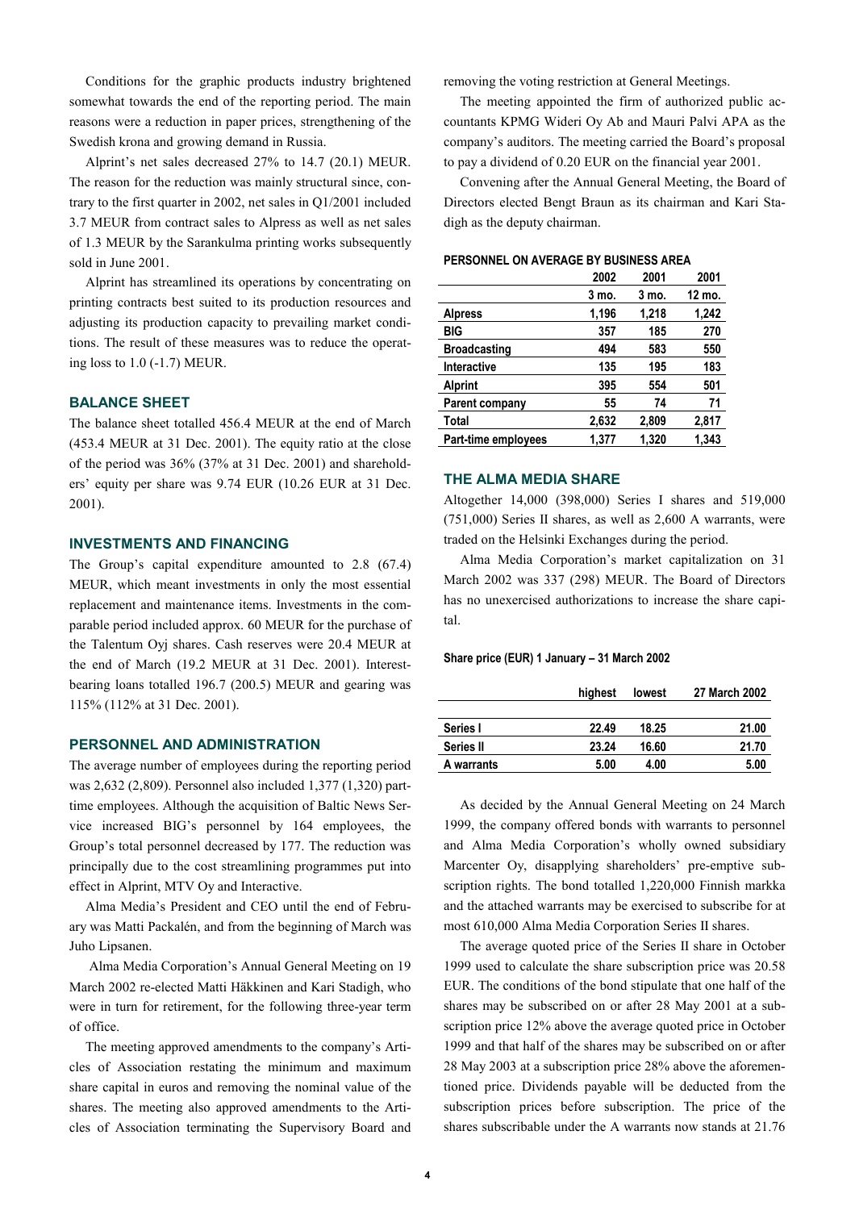Conditions for the graphic products industry brightened somewhat towards the end of the reporting period. The main reasons were a reduction in paper prices, strengthening of the Swedish krona and growing demand in Russia.

Alprint's net sales decreased 27% to 14.7 (20.1) MEUR. The reason for the reduction was mainly structural since, contrary to the first quarter in 2002, net sales in Q1/2001 included 3.7 MEUR from contract sales to Alpress as well as net sales of 1.3 MEUR by the Sarankulma printing works subsequently sold in June 2001.

Alprint has streamlined its operations by concentrating on printing contracts best suited to its production resources and adjusting its production capacity to prevailing market conditions. The result of these measures was to reduce the operating loss to 1.0 (-1.7) MEUR.

## BALANCE SHEET

The balance sheet totalled 456.4 MEUR at the end of March (453.4 MEUR at 31 Dec. 2001). The equity ratio at the close of the period was 36% (37% at 31 Dec. 2001) and shareholders' equity per share was 9.74 EUR (10.26 EUR at 31 Dec. 2001).

## INVESTMENTS AND FINANCING

The Group's capital expenditure amounted to 2.8 (67.4) MEUR, which meant investments in only the most essential replacement and maintenance items. Investments in the comparable period included approx. 60 MEUR for the purchase of the Talentum Oyj shares. Cash reserves were 20.4 MEUR at the end of March (19.2 MEUR at 31 Dec. 2001). Interest-bearing loans totalled 196.7 (200.5) MEUR and gearing was 115% (112% at 31 Dec. 2001).

## PERSONNEL AND ADMINISTRATION

The average number of employees during the reporting period was 2,632 (2,809). Personnel also included 1,377 (1,320) part-time employees. Although the acquisition of Baltic News Service increased BIG's personnel by 164 employees, the Group's total personnel decreased by 177. The reduction was principally due to the cost streamlining programmes put into effect in Alprint, MTV Oy and Interactive.

Alma Media's President and CEO until the end of February was Matti Packalén, and from the beginning of March was Juho Lipsanen.

Alma Media Corporation's Annual General Meeting on 19 March 2002 re-elected Matti Häkkinen and Kari Stadigh, who were in turn for retirement, for the following three-year term of office.

The meeting approved amendments to the company's Articles of Association restating the minimum and maximum share capital in euros and removing the nominal value of the shares. The meeting also approved amendments to the Articles of Association terminating the Supervisory Board and removing the voting restriction at General Meetings.

The meeting appointed the firm of authorized public accountants KPMG Wideri Oy Ab and Mauri Palvi APA as the company's auditors. The meeting carried the Board's proposal to pay a dividend of 0.20 EUR on the financial year 2001.

Convening after the Annual General Meeting, the Board of Directors elected Bengt Braun as its chairman and Kari Stadigh as the deputy chairman.

**PERSONNEL ON AVERAGE BY BUSINESS AREA**

| | 2002<br>3 mo. | 2001<br>3 mo. | 2001<br>12 mo. |
|---|---|---|---|
| Alpress | 1,196 | 1,218 | 1,242 |
| BIG | 357 | 185 | 270 |
| Broadcasting | 494 | 583 | 550 |
| Interactive | 135 | 195 | 183 |
| Alprint | 395 | 554 | 501 |
| Parent company | 55 | 74 | 71 |
| Total | 2,632 | 2,809 | 2,817 |
| Part-time employees | 1,377 | 1,320 | 1,343 |

## THE ALMA MEDIA SHARE

Altogether 14,000 (398,000) Series I shares and 519,000 (751,000) Series II shares, as well as 2,600 A warrants, were traded on the Helsinki Exchanges during the period.

Alma Media Corporation's market capitalization on 31 March 2002 was 337 (298) MEUR. The Board of Directors has no unexercised authorizations to increase the share capital.

**Share price (EUR) 1 January – 31 March 2002**

| | highest | lowest | 27 March 2002 |
|---|---|---|---|
| Series I | 22.49 | 18.25 | 21.00 |
| Series II | 23.24 | 16.60 | 21.70 |
| A warrants | 5.00 | 4.00 | 5.00 |

As decided by the Annual General Meeting on 24 March 1999, the company offered bonds with warrants to personnel and Alma Media Corporation's wholly owned subsidiary Marcenter Oy, disapplying shareholders' pre-emptive subscription rights. The bond totalled 1,220,000 Finnish markka and the attached warrants may be exercised to subscribe for at most 610,000 Alma Media Corporation Series II shares.

The average quoted price of the Series II share in October 1999 used to calculate the share subscription price was 20.58 EUR. The conditions of the bond stipulate that one half of the shares may be subscribed on or after 28 May 2001 at a subscription price 12% above the average quoted price in October 1999 and that half of the shares may be subscribed on or after 28 May 2003 at a subscription price 28% above the aforementioned price. Dividends payable will be deducted from the subscription prices before subscription. The price of the shares subscribable under the A warrants now stands at 21.76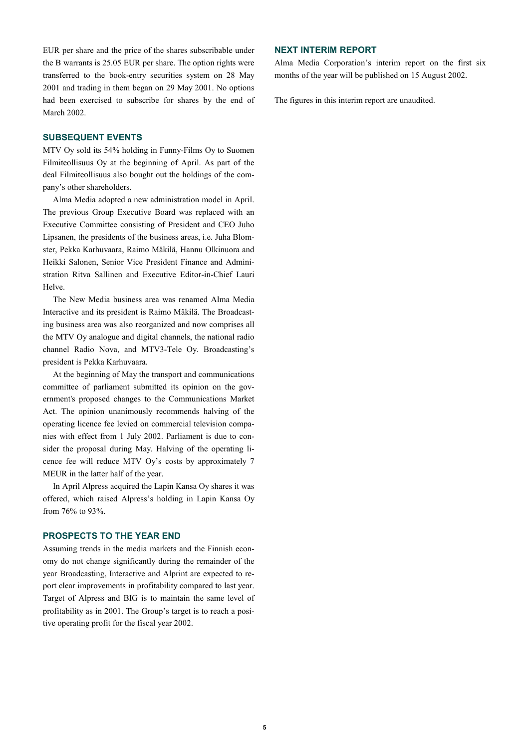EUR per share and the price of the shares subscribable under the B warrants is 25.05 EUR per share. The option rights were transferred to the book-entry securities system on 28 May 2001 and trading in them began on 29 May 2001. No options had been exercised to subscribe for shares by the end of March 2002.

## SUBSEQUENT EVENTS

MTV Oy sold its 54% holding in Funny-Films Oy to Suomen Filmiteollisuus Oy at the beginning of April. As part of the deal Filmiteollisuus also bought out the holdings of the company's other shareholders.

Alma Media adopted a new administration model in April. The previous Group Executive Board was replaced with an Executive Committee consisting of President and CEO Juho Lipsanen, the presidents of the business areas, i.e. Juha Blomster, Pekka Karhuvaara, Raimo Mäkilä, Hannu Olkinuora and Heikki Salonen, Senior Vice President Finance and Administration Ritva Sallinen and Executive Editor-in-Chief Lauri Helve.

The New Media business area was renamed Alma Media Interactive and its president is Raimo Mäkilä. The Broadcasting business area was also reorganized and now comprises all the MTV Oy analogue and digital channels, the national radio channel Radio Nova, and MTV3-Tele Oy. Broadcasting's president is Pekka Karhuvaara.

At the beginning of May the transport and communications committee of parliament submitted its opinion on the government's proposed changes to the Communications Market Act. The opinion unanimously recommends halving of the operating licence fee levied on commercial television companies with effect from 1 July 2002. Parliament is due to consider the proposal during May. Halving of the operating licence fee will reduce MTV Oy's costs by approximately 7 MEUR in the latter half of the year.

In April Alpress acquired the Lapin Kansa Oy shares it was offered, which raised Alpress's holding in Lapin Kansa Oy from 76% to 93%.

## PROSPECTS TO THE YEAR END

Assuming trends in the media markets and the Finnish economy do not change significantly during the remainder of the year Broadcasting, Interactive and Alprint are expected to report clear improvements in profitability compared to last year. Target of Alpress and BIG is to maintain the same level of profitability as in 2001. The Group's target is to reach a positive operating profit for the fiscal year 2002.

## NEXT INTERIM REPORT

Alma Media Corporation's interim report on the first six months of the year will be published on 15 August 2002.

The figures in this interim report are unaudited.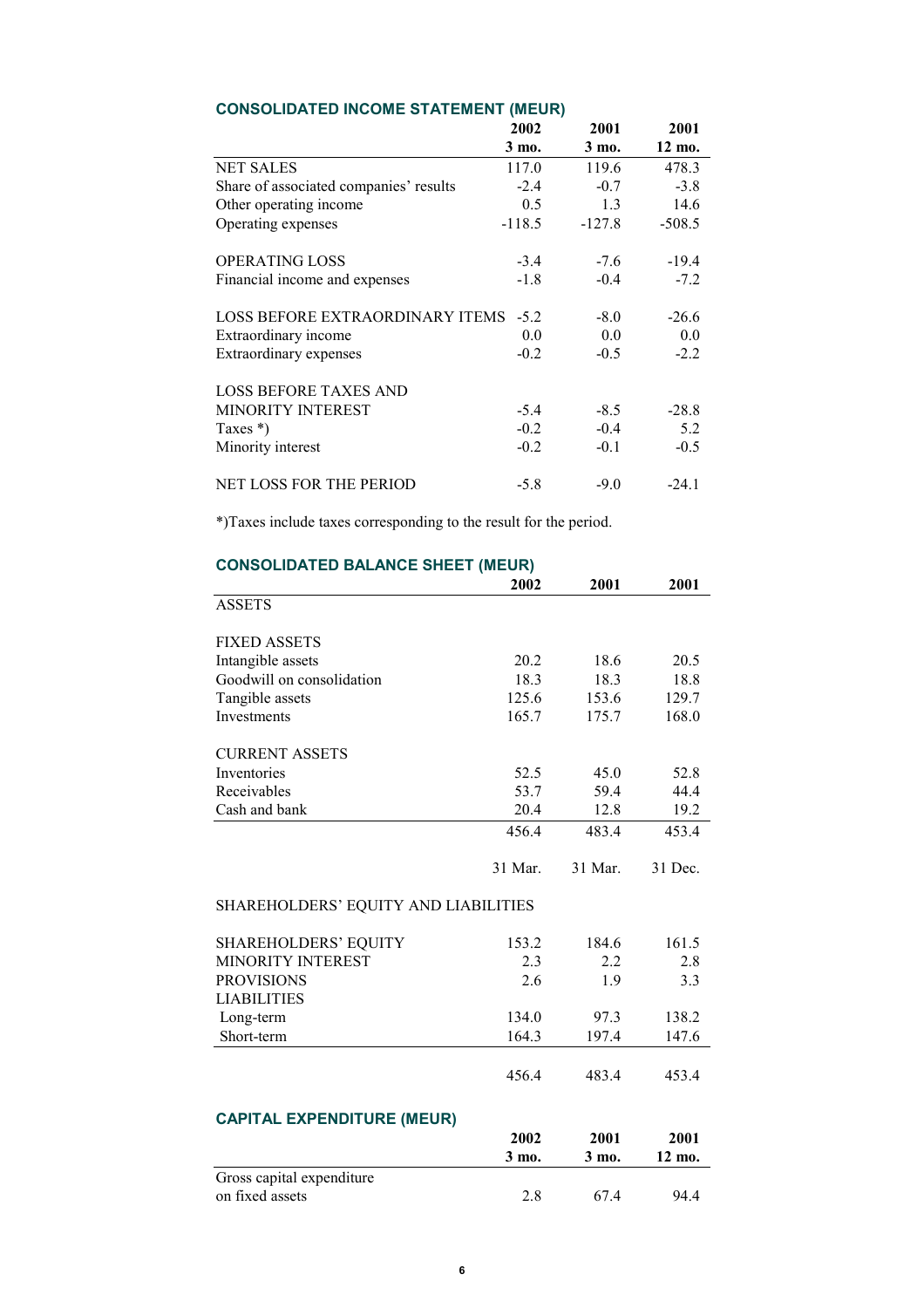## CONSOLIDATED INCOME STATEMENT (MEUR)

| | 2002 3 mo. | 2001 3 mo. | 2001 12 mo. |
|---|---|---|---|
| NET SALES | 117.0 | 119.6 | 478.3 |
| Share of associated companies' results | -2.4 | -0.7 | -3.8 |
| Other operating income | 0.5 | 1.3 | 14.6 |
| Operating expenses | -118.5 | -127.8 | -508.5 |
| | | | |
| OPERATING LOSS | -3.4 | -7.6 | -19.4 |
| Financial income and expenses | -1.8 | -0.4 | -7.2 |
| | | | |
| LOSS BEFORE EXTRAORDINARY ITEMS | -5.2 | -8.0 | -26.6 |
| Extraordinary income | 0.0 | 0.0 | 0.0 |
| Extraordinary expenses | -0.2 | -0.5 | -2.2 |
| | | | |
| LOSS BEFORE TAXES AND MINORITY INTEREST | -5.4 | -8.5 | -28.8 |
| Taxes *) | -0.2 | -0.4 | 5.2 |
| Minority interest | -0.2 | -0.1 | -0.5 |
| | | | |
| NET LOSS FOR THE PERIOD | -5.8 | -9.0 | -24.1 |

*)Taxes include taxes corresponding to the result for the period.

## CONSOLIDATED BALANCE SHEET (MEUR)

| | 2002 | 2001 | 2001 |
|---|---|---|---|
| ASSETS | | | |
| | | | |
| FIXED ASSETS | | | |
| Intangible assets | 20.2 | 18.6 | 20.5 |
| Goodwill on consolidation | 18.3 | 18.3 | 18.8 |
| Tangible assets | 125.6 | 153.6 | 129.7 |
| Investments | 165.7 | 175.7 | 168.0 |
| | | | |
| CURRENT ASSETS | | | |
| Inventories | 52.5 | 45.0 | 52.8 |
| Receivables | 53.7 | 59.4 | 44.4 |
| Cash and bank | 20.4 | 12.8 | 19.2 |
| | 456.4 | 483.4 | 453.4 |
| | | | |
| | 31 Mar. | 31 Mar. | 31 Dec. |
| | | | |
| SHAREHOLDERS' EQUITY AND LIABILITIES | | | |
| | | | |
| SHAREHOLDERS' EQUITY | 153.2 | 184.6 | 161.5 |
| MINORITY INTEREST | 2.3 | 2.2 | 2.8 |
| PROVISIONS | 2.6 | 1.9 | 3.3 |
| LIABILITIES | | | |
| Long-term | 134.0 | 97.3 | 138.2 |
| Short-term | 164.3 | 197.4 | 147.6 |
| | | | |
| | 456.4 | 483.4 | 453.4 |

## CAPITAL EXPENDITURE (MEUR)

| | 2002 3 mo. | 2001 3 mo. | 2001 12 mo. |
|---|---|---|---|
| Gross capital expenditure on fixed assets | 2.8 | 67.4 | 94.4 |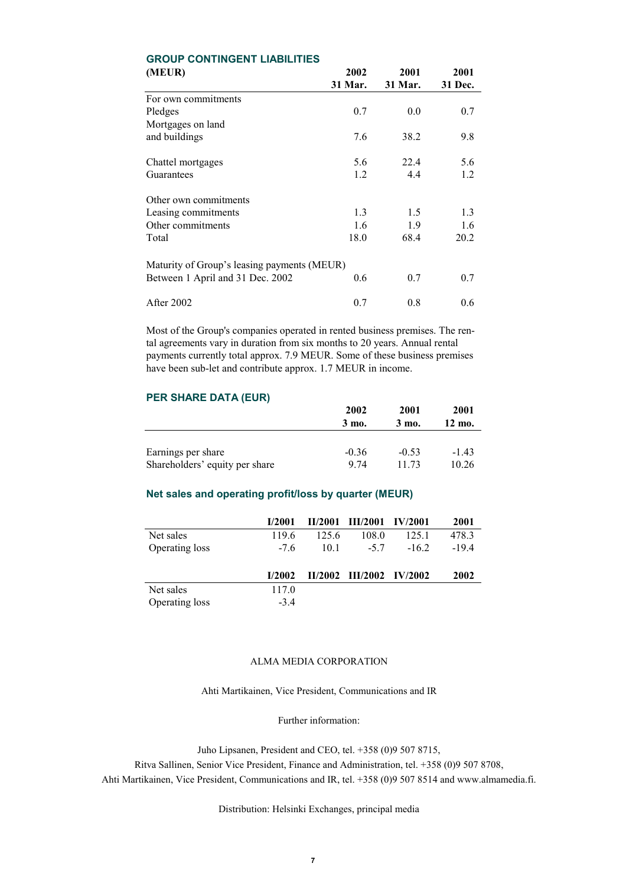## GROUP CONTINGENT LIABILITIES

| (MEUR) | 2002 31 Mar. | 2001 31 Mar. | 2001 31 Dec. |
|---|---|---|---|
| For own commitments | | | |
| Pledges | 0.7 | 0.0 | 0.7 |
| Mortgages on land and buildings | 7.6 | 38.2 | 9.8 |
| Chattel mortgages | 5.6 | 22.4 | 5.6 |
| Guarantees | 1.2 | 4.4 | 1.2 |
| Other own commitments | | | |
| Leasing commitments | 1.3 | 1.5 | 1.3 |
| Other commitments | 1.6 | 1.9 | 1.6 |
| Total | 18.0 | 68.4 | 20.2 |
| Maturity of Group's leasing payments (MEUR) | | | |
| Between 1 April and 31 Dec. 2002 | 0.6 | 0.7 | 0.7 |
| After 2002 | 0.7 | 0.8 | 0.6 |

Most of the Group's companies operated in rented business premises. The rental agreements vary in duration from six months to 20 years. Annual rental payments currently total approx. 7.9 MEUR. Some of these business premises have been sub-let and contribute approx. 1.7 MEUR in income.

## PER SHARE DATA (EUR)

| | 2002 3 mo. | 2001 3 mo. | 2001 12 mo. |
|---|---|---|---|
| Earnings per share | -0.36 | -0.53 | -1.43 |
| Shareholders' equity per share | 9.74 | 11.73 | 10.26 |

## Net sales and operating profit/loss by quarter (MEUR)

| | I/2001 | II/2001 | III/2001 | IV/2001 | 2001 |
|---|---|---|---|---|---|
| Net sales | 119.6 | 125.6 | 108.0 | 125.1 | 478.3 |
| Operating loss | -7.6 | 10.1 | -5.7 | -16.2 | -19.4 |
| | **I/2002** | **II/2002** | **III/2002** | **IV/2002** | **2002** |
| Net sales | 117.0 | | | | |
| Operating loss | -3.4 | | | | |

ALMA MEDIA CORPORATION

Ahti Martikainen, Vice President, Communications and IR

Further information:

Juho Lipsanen, President and CEO, tel. +358 (0)9 507 8715,
Ritva Sallinen, Senior Vice President, Finance and Administration, tel. +358 (0)9 507 8708,
Ahti Martikainen, Vice President, Communications and IR, tel. +358 (0)9 507 8514 and www.almamedia.fi.

Distribution: Helsinki Exchanges, principal media